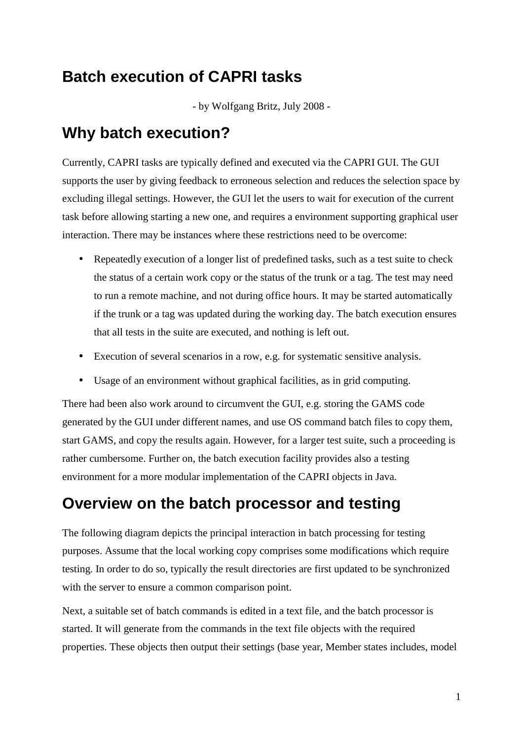# Batch execution of CAPRI tasks

- by Wolfgang Britz, July 2008 -

# Why batch execution?

Currently, CAPRI tasks are typically defined and executed via the CAPRI GUI. The GUI supports the user by giving feedback to erroneous selection and reduces the selection space by excluding illegal settings. However, the GUI let the users to wait for execution of the current task before allowing starting a new one, and requires a environment supporting graphical user interaction. There may be instances where these restrictions need to be overcome:

- Repeatedly execution of a longer list of predefined tasks, such as a test suite to check the status of a certain work copy or the status of the trunk or a tag. The test may need to run a remote machine, and not during office hours. It may be started automatically if the trunk or a tag was updated during the working day. The batch execution ensures that all tests in the suite are executed, and nothing is left out.
- Execution of several scenarios in a row, e.g. for systematic sensitive analysis.
- Usage of an environment without graphical facilities, as in grid computing.

There had been also work around to circumvent the GUI, e.g. storing the GAMS code generated by the GUI under different names, and use OS command batch files to copy them, start GAMS, and copy the results again. However, for a larger test suite, such a proceeding is rather cumbersome. Further on, the batch execution facility provides also a testing environment for a more modular implementation of the CAPRI objects in Java.

# Overview on the batch processor and testing

The following diagram depicts the principal interaction in batch processing for testing purposes. Assume that the local working copy comprises some modifications which require testing. In order to do so, typically the result directories are first updated to be synchronized with the server to ensure a common comparison point.

Next, a suitable set of batch commands is edited in a text file, and the batch processor is started. It will generate from the commands in the text file objects with the required properties. These objects then output their settings (base year, Member states includes, model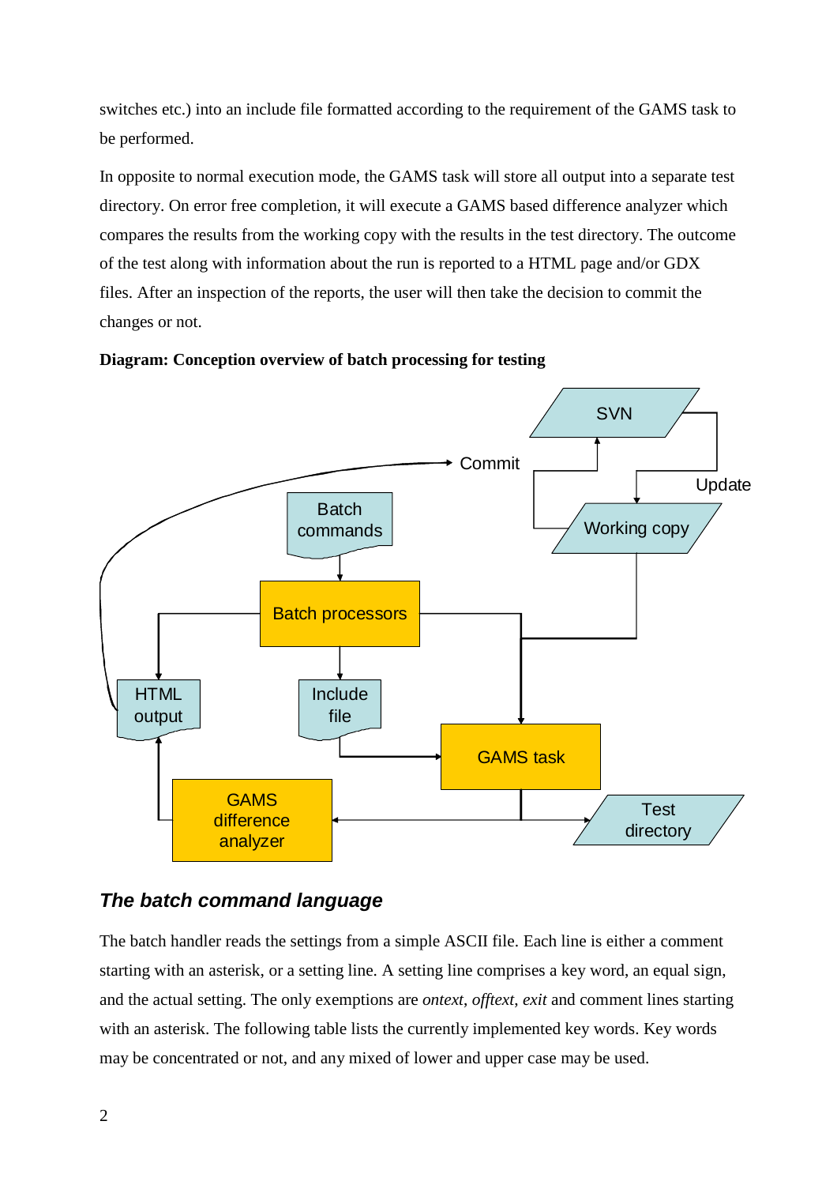switches etc.) into an include file formatted according to the requirement of the GAMS task to be performed.

In opposite to normal execution mode, the GAMS task will store all output into a separate test directory. On error free completion, it will execute a GAMS based difference analyzer which compares the results from the working copy with the results in the test directory. The outcome of the test along with information about the run is reported to a HTML page and/or GDX files. After an inspection of the reports, the user will then take the decision to commit the changes or not.

**Diagram: Conception overview of batch processing for testing**

SVN

Commit

Update

Batch commands

Working copy

Batch processors

HTML output

Include file

GAMS task

GAMS difference analyzer

Test directory

### *The batch command language*

The batch handler reads the settings from a simple ASCII file. Each line is either a comment starting with an asterisk, or a setting line. A setting line comprises a key word, an equal sign, and the actual setting. The only exemptions are *ontext*, *offtext*, *exit* and comment lines starting with an asterisk. The following table lists the currently implemented key words. Key words may be concentrated or not, and any mixed of lower and upper case may be used.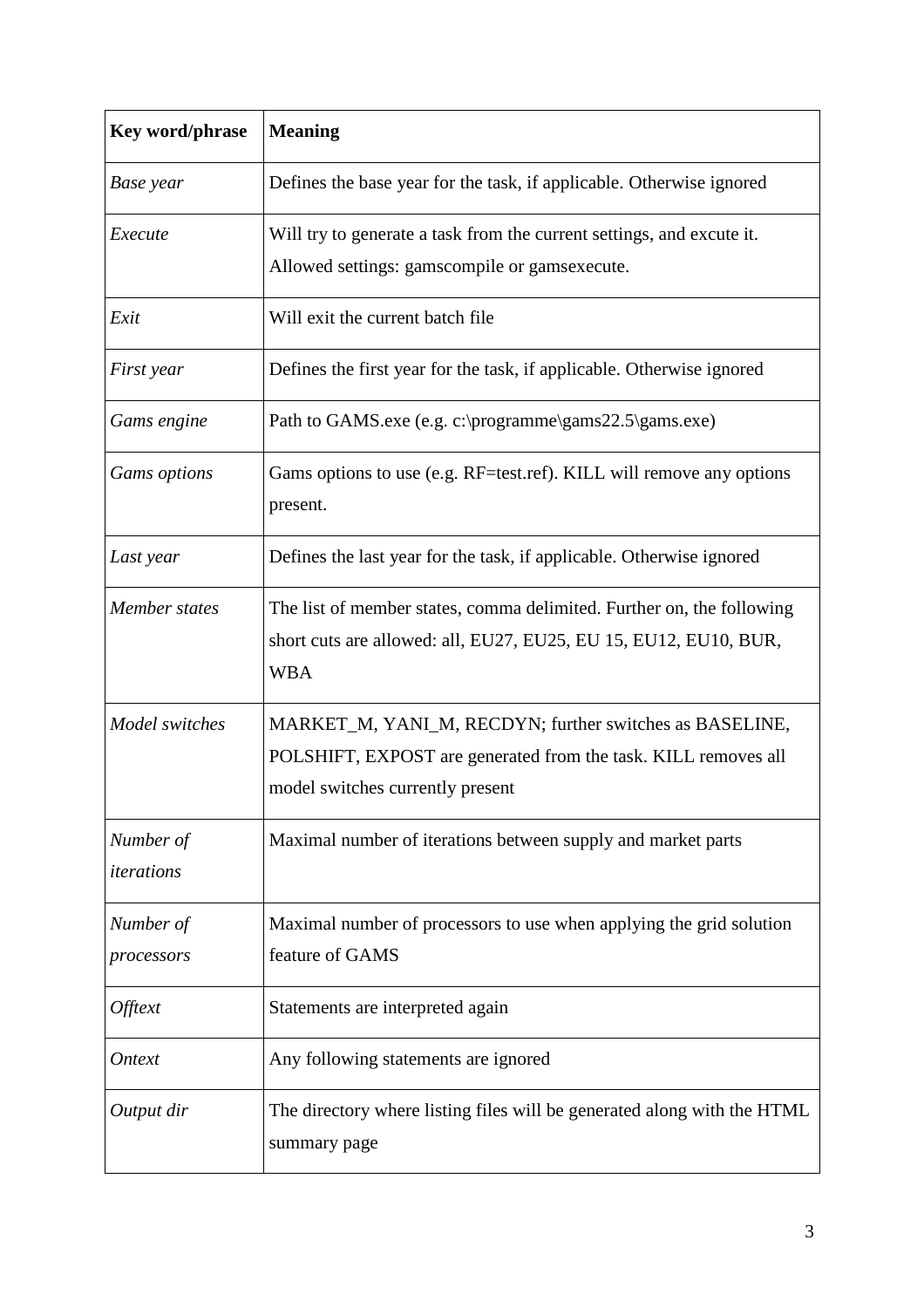| **Key word/phrase** | **Meaning** |
|---|---|
| *Base year* | Defines the base year for the task, if applicable. Otherwise ignored |
| *Execute* | Will try to generate a task from the current settings, and excute it. Allowed settings: gamscompile or gamsexecute. |
| *Exit* | Will exit the current batch file |
| *First year* | Defines the first year for the task, if applicable. Otherwise ignored |
| *Gams engine* | Path to GAMS.exe (e.g. c:\programme\gams22.5\gams.exe) |
| *Gams options* | Gams options to use (e.g. RF=test.ref). KILL will remove any options present. |
| *Last year* | Defines the last year for the task, if applicable. Otherwise ignored |
| *Member states* | The list of member states, comma delimited. Further on, the following short cuts are allowed: all, EU27, EU25, EU 15, EU12, EU10, BUR, WBA |
| *Model switches* | MARKET_M, YANI_M, RECDYN; further switches as BASELINE, POLSHIFT, EXPOST are generated from the task. KILL removes all model switches currently present |
| *Number of iterations* | Maximal number of iterations between supply and market parts |
| *Number of processors* | Maximal number of processors to use when applying the grid solution feature of GAMS |
| *Offtext* | Statements are interpreted again |
| *Ontext* | Any following statements are ignored |
| *Output dir* | The directory where listing files will be generated along with the HTML summary page |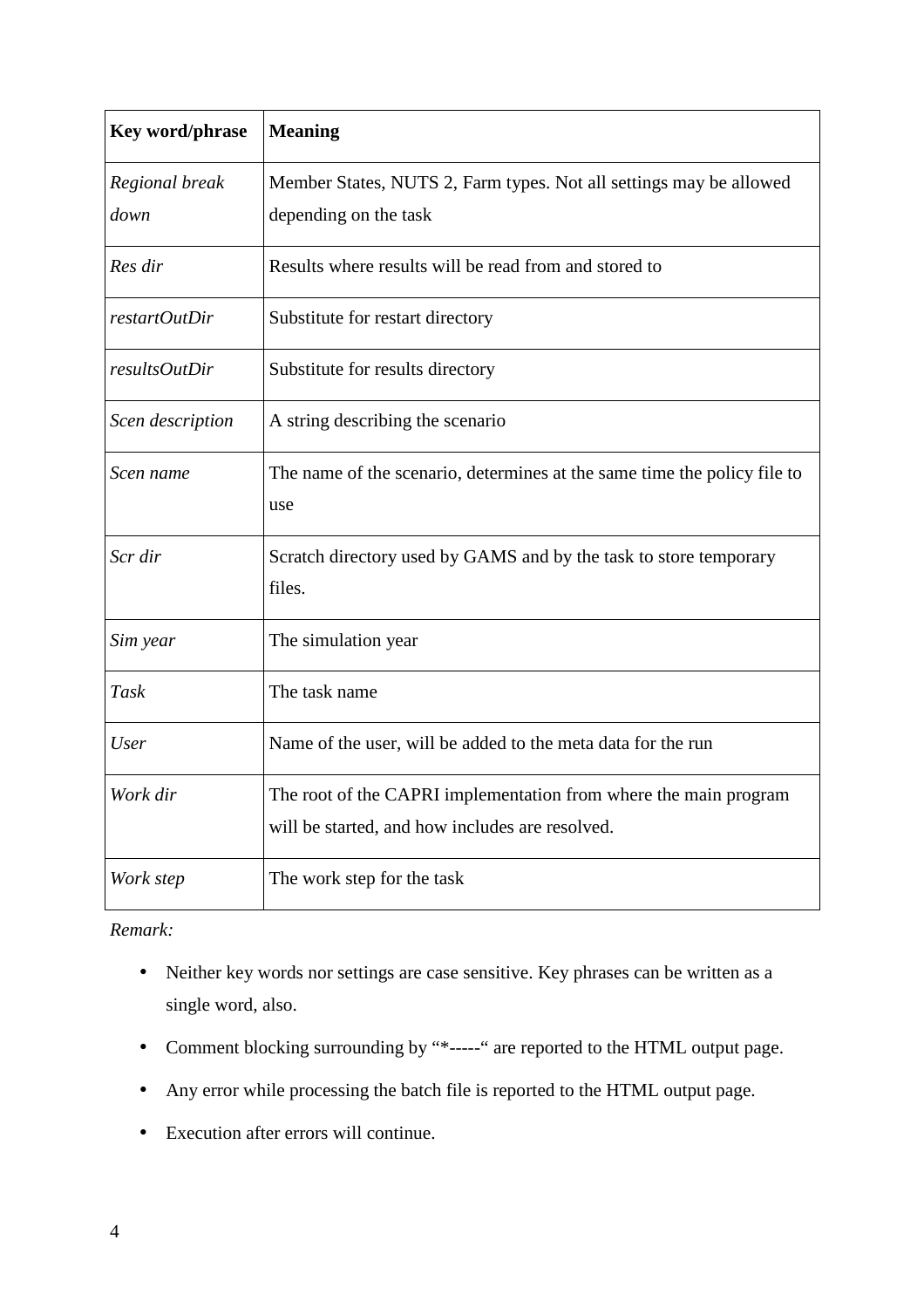| Key word/phrase | Meaning |
|---|---|
| *Regional break down* | Member States, NUTS 2, Farm types. Not all settings may be allowed depending on the task |
| *Res dir* | Results where results will be read from and stored to |
| *restartOutDir* | Substitute for restart directory |
| *resultsOutDir* | Substitute for results directory |
| *Scen description* | A string describing the scenario |
| *Scen name* | The name of the scenario, determines at the same time the policy file to use |
| *Scr dir* | Scratch directory used by GAMS and by the task to store temporary files. |
| *Sim year* | The simulation year |
| *Task* | The task name |
| *User* | Name of the user, will be added to the meta data for the run |
| *Work dir* | The root of the CAPRI implementation from where the main program will be started, and how includes are resolved. |
| *Work step* | The work step for the task |

*Remark:*

- Neither key words nor settings are case sensitive. Key phrases can be written as a single word, also.
- Comment blocking surrounding by "*-----" are reported to the HTML output page.
- Any error while processing the batch file is reported to the HTML output page.
- Execution after errors will continue.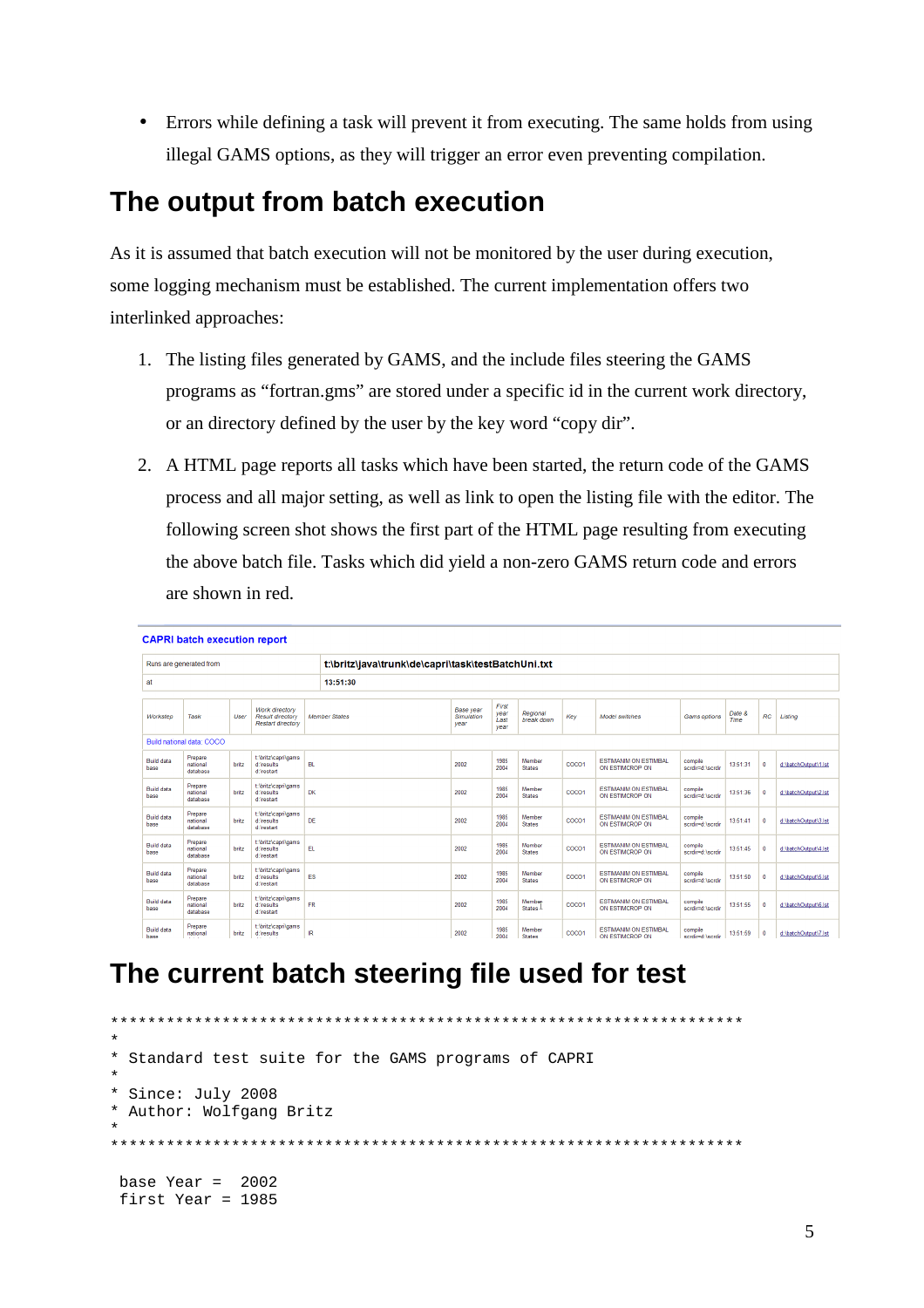- Errors while defining a task will prevent it from executing. The same holds from using illegal GAMS options, as they will trigger an error even preventing compilation.

# The output from batch execution

As it is assumed that batch execution will not be monitored by the user during execution, some logging mechanism must be established. The current implementation offers two interlinked approaches:

1. The listing files generated by GAMS, and the include files steering the GAMS programs as “fortran.gms” are stored under a specific id in the current work directory, or an directory defined by the user by the key word “copy dir”.

2. A HTML page reports all tasks which have been started, the return code of the GAMS process and all major setting, as well as link to open the listing file with the editor. The following screen shot shows the first part of the HTML page resulting from executing the above batch file. Tasks which did yield a non-zero GAMS return code and errors are shown in red.

**CAPRI batch execution report**

| | |
|---|---|
| Runs are generated from | t:\britz\java\trunk\de\capri\task\testBatchUni.txt |
| at | 13:51:30 |

| Workstep | Task | User | Work directory Result directory Restart directory | Member States | Base year Simulation year | First year Last year | Regional break down | Key | Model switches | Gams options | Date & Time | RC | Listing |
|---|---|---|---|---|---|---|---|---|---|---|---|---|---|
| Build national data: COCO | | | | | | | | | | | | | |
| Build data base | Prepare national database | britz | t:\britz\capri\gams d:\results d:\restart | BL | 2002 | 1985 2004 | Member States | COCO1 | ESTIMANIM ON ESTIMBAL ON ESTIMCROP ON | compile scrdir=d:\scrdir | 13:51:31 | 0 | d:\batchOutput\1.lst |
| Build data base | Prepare national database | britz | t:\britz\capri\gams d:\results d:\restart | DK | 2002 | 1985 2004 | Member States | COCO1 | ESTIMANIM ON ESTIMBAL ON ESTIMCROP ON | compile scrdir=d:\scrdir | 13:51:36 | 0 | d:\batchOutput\2.lst |
| Build data base | Prepare national database | britz | t:\britz\capri\gams d:\results d:\restart | DE | 2002 | 1985 2004 | Member States | COCO1 | ESTIMANIM ON ESTIMBAL ON ESTIMCROP ON | compile scrdir=d:\scrdir | 13:51:41 | 0 | d:\batchOutput\3.lst |
| Build data base | Prepare national database | britz | t:\britz\capri\gams d:\results d:\restart | EL | 2002 | 1985 2004 | Member States | COCO1 | ESTIMANIM ON ESTIMBAL ON ESTIMCROP ON | compile scrdir=d:\scrdir | 13:51:45 | 0 | d:\batchOutput\4.lst |
| Build data base | Prepare national database | britz | t:\britz\capri\gams d:\results d:\restart | ES | 2002 | 1985 2004 | Member States | COCO1 | ESTIMANIM ON ESTIMBAL ON ESTIMCROP ON | compile scrdir=d:\scrdir | 13:51:50 | 0 | d:\batchOutput\5.lst |
| Build data base | Prepare national database | britz | t:\britz\capri\gams d:\results d:\restart | FR | 2002 | 1985 2004 | Member States | COCO1 | ESTIMANIM ON ESTIMBAL ON ESTIMCROP ON | compile scrdir=d:\scrdir | 13:51:55 | 0 | d:\batchOutput\6.lst |
| Build data base | Prepare national | britz | t:\britz\capri\gams d:\results | IR | 2002 | 1985 2004 | Member States | COCO1 | ESTIMANIM ON ESTIMBAL ON ESTIMCROP ON | compile scrdir=d:\scrdir | 13:51:59 | 0 | d:\batchOutput\7.lst |

# The current batch steering file used for test

```
**********************************************************************
*
* Standard test suite for the GAMS programs of CAPRI
*
* Since: July 2008
* Author: Wolfgang Britz
*
**********************************************************************

 base Year =  2002
 first Year = 1985
```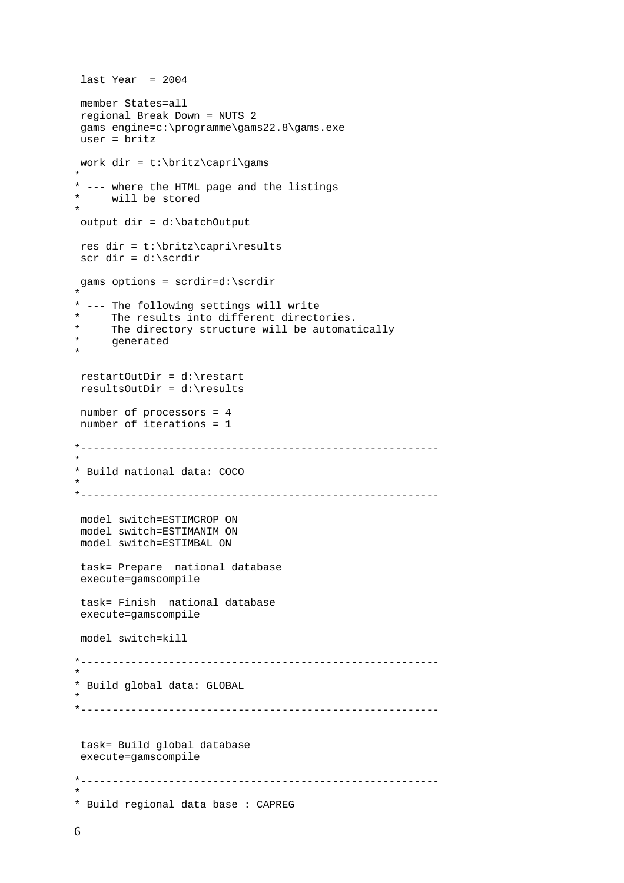```
 last Year  = 2004

 member States=all
 regional Break Down = NUTS 2
 gams engine=c:\programme\gams22.8\gams.exe
 user = britz

 work dir = t:\britz\capri\gams
*
* --- where the HTML page and the listings
*     will be stored
*
 output dir = d:\batchOutput

 res dir = t:\britz\capri\results
 scr dir = d:\scrdir

 gams options = scrdir=d:\scrdir
*
* --- The following settings will write
*     The results into different directories.
*     The directory structure will be automatically
*     generated
*

 restartOutDir = d:\restart
 resultsOutDir = d:\results

 number of processors = 4
 number of iterations = 1

*----------------------------------------------------------
*
* Build national data: COCO
*
*----------------------------------------------------------

 model switch=ESTIMCROP ON
 model switch=ESTIMANIM ON
 model switch=ESTIMBAL ON

 task= Prepare  national database
 execute=gamscompile

 task= Finish  national database
 execute=gamscompile

 model switch=kill

*----------------------------------------------------------
*
* Build global data: GLOBAL
*
*----------------------------------------------------------


 task= Build global database
 execute=gamscompile

*----------------------------------------------------------
*
* Build regional data base : CAPREG
```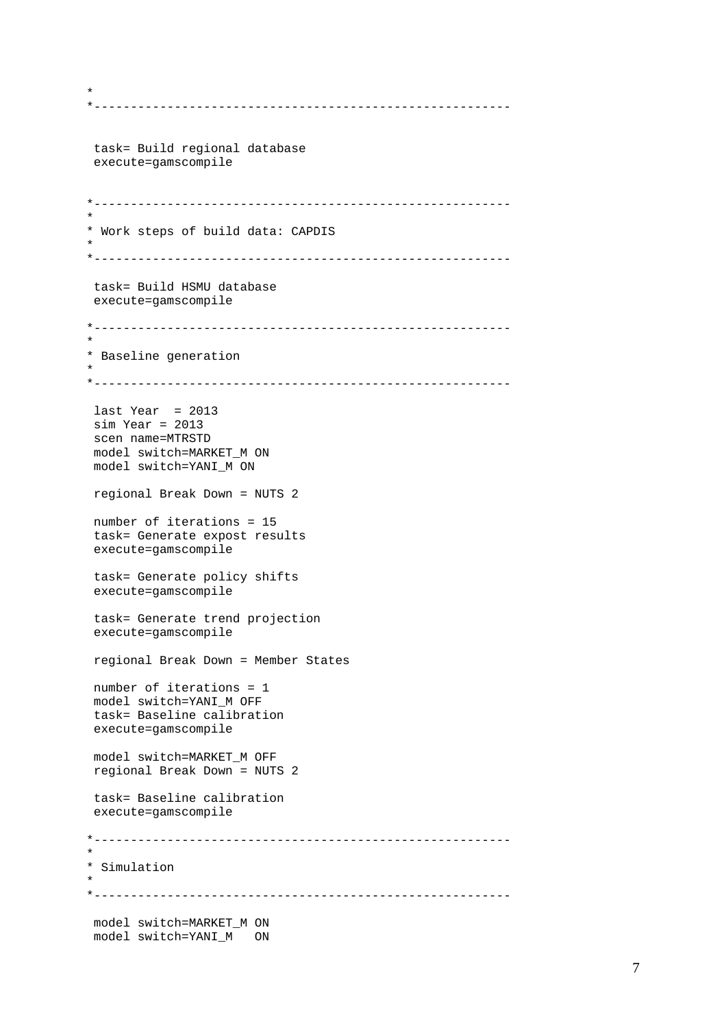```
*
*---------------------------------------------------------


 task= Build regional database
 execute=gamscompile


*---------------------------------------------------------
*
* Work steps of build data: CAPDIS
*
*---------------------------------------------------------

 task= Build HSMU database
 execute=gamscompile

*---------------------------------------------------------
*
* Baseline generation
*
*---------------------------------------------------------

 last Year  = 2013
 sim Year = 2013
 scen name=MTRSTD
 model switch=MARKET_M ON
 model switch=YANI_M ON

 regional Break Down = NUTS 2

 number of iterations = 15
 task= Generate expost results
 execute=gamscompile

 task= Generate policy shifts
 execute=gamscompile

 task= Generate trend projection
 execute=gamscompile

 regional Break Down = Member States

 number of iterations = 1
 model switch=YANI_M OFF
 task= Baseline calibration
 execute=gamscompile

 model switch=MARKET_M OFF
 regional Break Down = NUTS 2

 task= Baseline calibration
 execute=gamscompile

*---------------------------------------------------------
*
* Simulation
*
*---------------------------------------------------------

 model switch=MARKET_M ON
 model switch=YANI_M   ON
```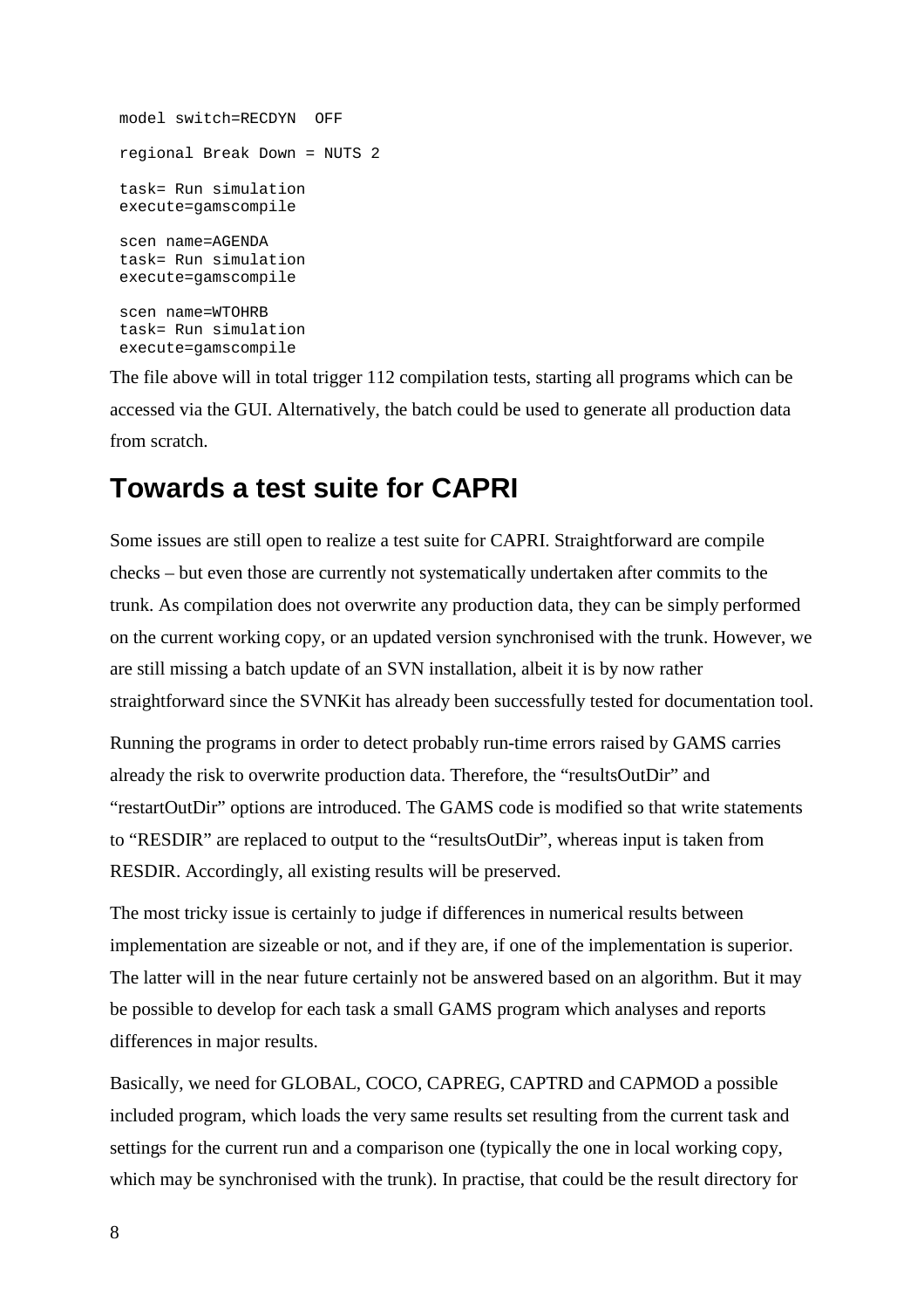```
model switch=RECDYN  OFF

regional Break Down = NUTS 2

task= Run simulation
execute=gamscompile

scen name=AGENDA
task= Run simulation
execute=gamscompile

scen name=WTOHRB
task= Run simulation
execute=gamscompile
```

The file above will in total trigger 112 compilation tests, starting all programs which can be accessed via the GUI. Alternatively, the batch could be used to generate all production data from scratch.

## Towards a test suite for CAPRI

Some issues are still open to realize a test suite for CAPRI. Straightforward are compile checks – but even those are currently not systematically undertaken after commits to the trunk. As compilation does not overwrite any production data, they can be simply performed on the current working copy, or an updated version synchronised with the trunk. However, we are still missing a batch update of an SVN installation, albeit it is by now rather straightforward since the SVNKit has already been successfully tested for documentation tool.

Running the programs in order to detect probably run-time errors raised by GAMS carries already the risk to overwrite production data. Therefore, the “resultsOutDir” and “restartOutDir” options are introduced. The GAMS code is modified so that write statements to “RESDIR” are replaced to output to the “resultsOutDir”, whereas input is taken from RESDIR. Accordingly, all existing results will be preserved.

The most tricky issue is certainly to judge if differences in numerical results between implementation are sizeable or not, and if they are, if one of the implementation is superior. The latter will in the near future certainly not be answered based on an algorithm. But it may be possible to develop for each task a small GAMS program which analyses and reports differences in major results.

Basically, we need for GLOBAL, COCO, CAPREG, CAPTRD and CAPMOD a possible included program, which loads the very same results set resulting from the current task and settings for the current run and a comparison one (typically the one in local working copy, which may be synchronised with the trunk). In practise, that could be the result directory for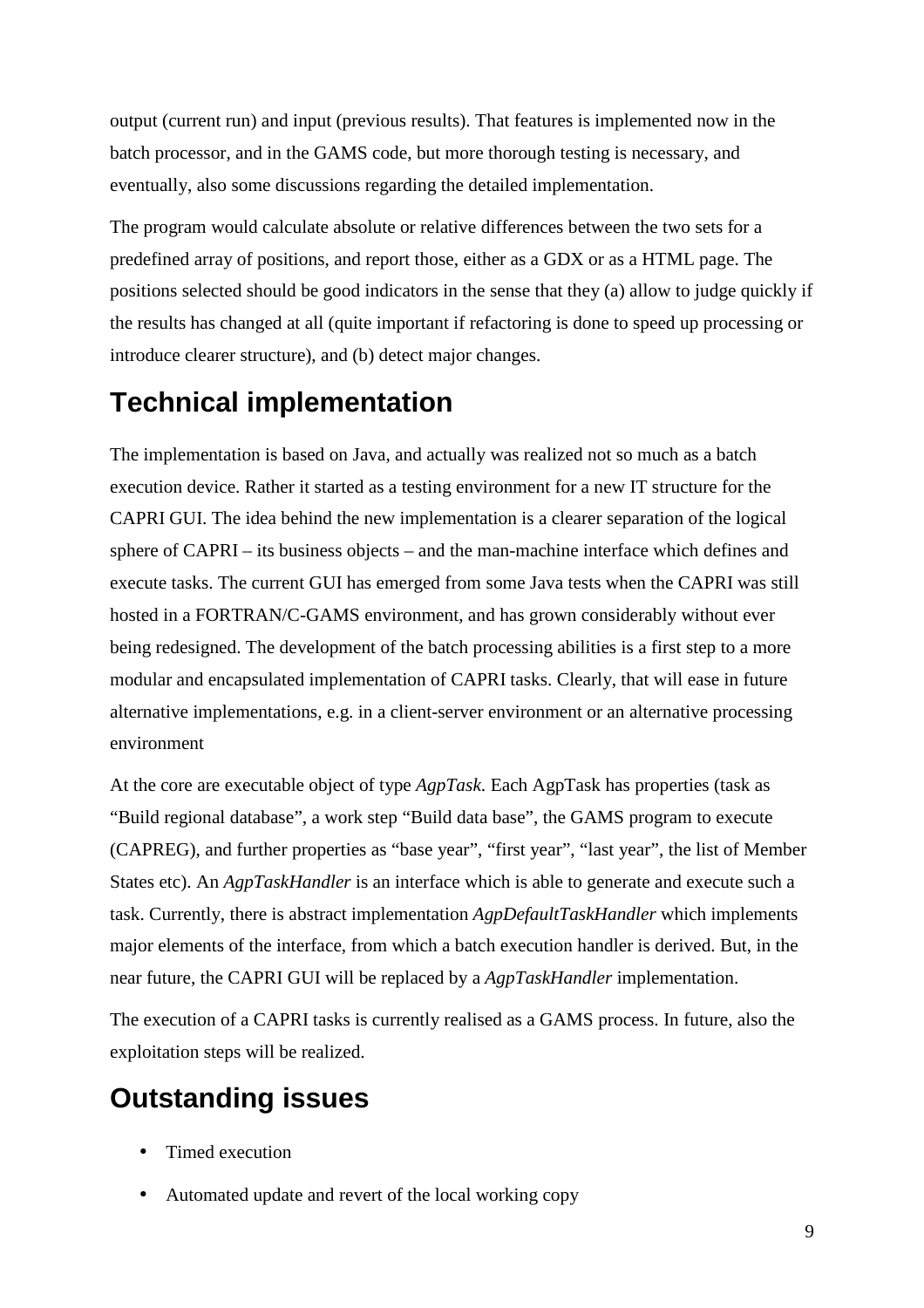output (current run) and input (previous results). That features is implemented now in the batch processor, and in the GAMS code, but more thorough testing is necessary, and eventually, also some discussions regarding the detailed implementation.

The program would calculate absolute or relative differences between the two sets for a predefined array of positions, and report those, either as a GDX or as a HTML page. The positions selected should be good indicators in the sense that they (a) allow to judge quickly if the results has changed at all (quite important if refactoring is done to speed up processing or introduce clearer structure), and (b) detect major changes.

# Technical implementation

The implementation is based on Java, and actually was realized not so much as a batch execution device. Rather it started as a testing environment for a new IT structure for the CAPRI GUI. The idea behind the new implementation is a clearer separation of the logical sphere of CAPRI – its business objects – and the man-machine interface which defines and execute tasks. The current GUI has emerged from some Java tests when the CAPRI was still hosted in a FORTRAN/C-GAMS environment, and has grown considerably without ever being redesigned. The development of the batch processing abilities is a first step to a more modular and encapsulated implementation of CAPRI tasks. Clearly, that will ease in future alternative implementations, e.g. in a client-server environment or an alternative processing environment

At the core are executable object of type *AgpTask*. Each AgpTask has properties (task as “Build regional database”, a work step “Build data base”, the GAMS program to execute (CAPREG), and further properties as “base year”, “first year”, “last year”, the list of Member States etc). An *AgpTaskHandler* is an interface which is able to generate and execute such a task. Currently, there is abstract implementation *AgpDefaultTaskHandler* which implements major elements of the interface, from which a batch execution handler is derived. But, in the near future, the CAPRI GUI will be replaced by a *AgpTaskHandler* implementation.

The execution of a CAPRI tasks is currently realised as a GAMS process. In future, also the exploitation steps will be realized.

# Outstanding issues

- Timed execution
- Automated update and revert of the local working copy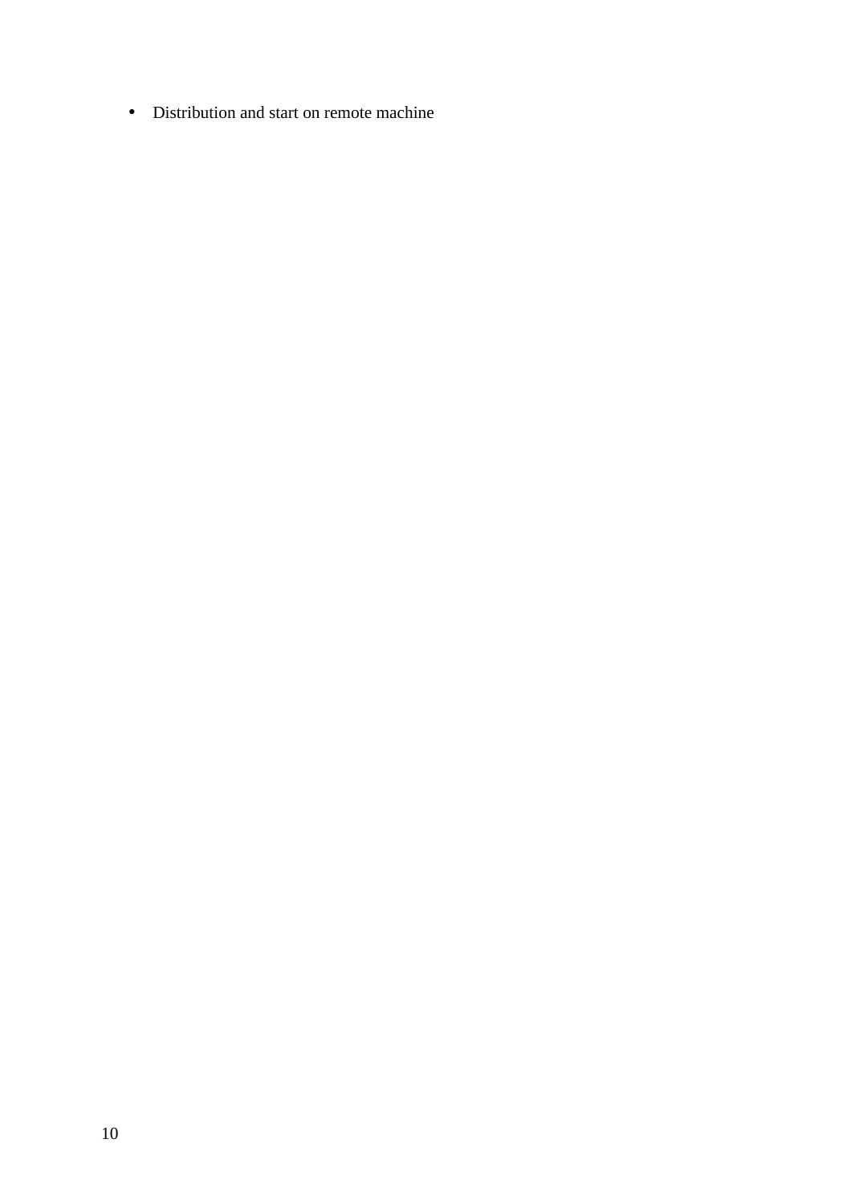- Distribution and start on remote machine